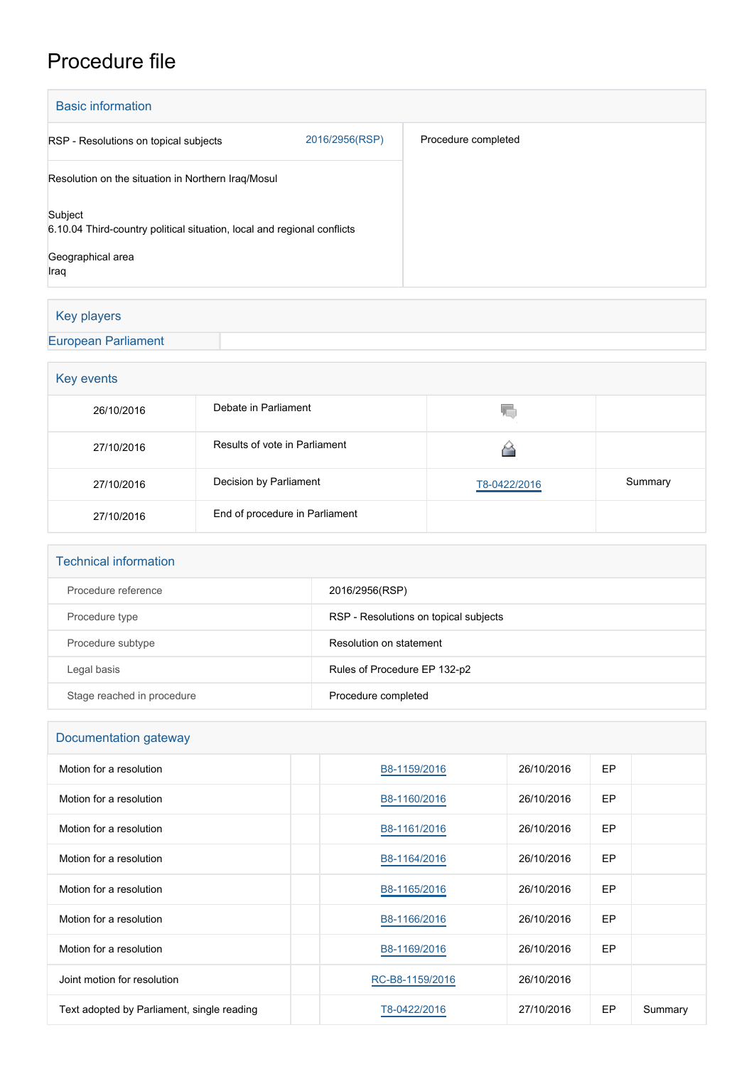# Procedure file

## Basic information

| | | |
|---|---|---|
| RSP - Resolutions on topical subjects | 2016/2956(RSP) | Procedure completed |
| Resolution on the situation in Northern Iraq/Mosul | | |
| Subject<br>6.10.04 Third-country political situation, local and regional conflicts | | |
| Geographical area<br>Iraq | | |

## Key players

European Parliament

## Key events

| | | | |
|---|---|---|---|
| 26/10/2016 | Debate in Parliament | | |
| 27/10/2016 | Results of vote in Parliament | | |
| 27/10/2016 | Decision by Parliament | T8-0422/2016 | Summary |
| 27/10/2016 | End of procedure in Parliament | | |

## Technical information

| | |
|---|---|
| Procedure reference | 2016/2956(RSP) |
| Procedure type | RSP - Resolutions on topical subjects |
| Procedure subtype | Resolution on statement |
| Legal basis | Rules of Procedure EP 132-p2 |
| Stage reached in procedure | Procedure completed |

## Documentation gateway

| | | | | | |
|---|---|---|---|---|---|
| Motion for a resolution | | B8-1159/2016 | 26/10/2016 | EP | |
| Motion for a resolution | | B8-1160/2016 | 26/10/2016 | EP | |
| Motion for a resolution | | B8-1161/2016 | 26/10/2016 | EP | |
| Motion for a resolution | | B8-1164/2016 | 26/10/2016 | EP | |
| Motion for a resolution | | B8-1165/2016 | 26/10/2016 | EP | |
| Motion for a resolution | | B8-1166/2016 | 26/10/2016 | EP | |
| Motion for a resolution | | B8-1169/2016 | 26/10/2016 | EP | |
| Joint motion for resolution | | RC-B8-1159/2016 | 26/10/2016 | | |
| Text adopted by Parliament, single reading | | T8-0422/2016 | 27/10/2016 | EP | Summary |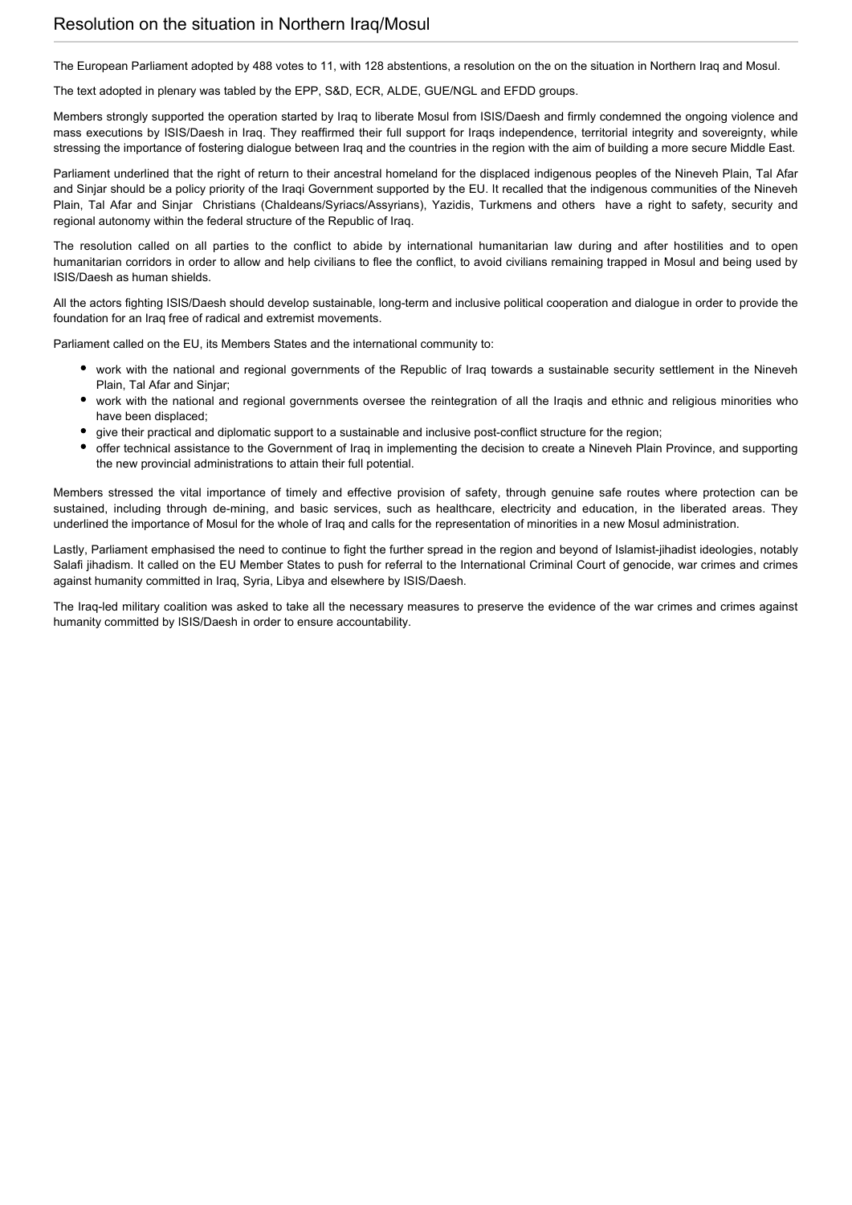# Resolution on the situation in Northern Iraq/Mosul

The European Parliament adopted by 488 votes to 11, with 128 abstentions, a resolution on the on the situation in Northern Iraq and Mosul.

The text adopted in plenary was tabled by the EPP, S&D, ECR, ALDE, GUE/NGL and EFDD groups.

Members strongly supported the operation started by Iraq to liberate Mosul from ISIS/Daesh and firmly condemned the ongoing violence and mass executions by ISIS/Daesh in Iraq. They reaffirmed their full support for Iraqs independence, territorial integrity and sovereignty, while stressing the importance of fostering dialogue between Iraq and the countries in the region with the aim of building a more secure Middle East.

Parliament underlined that the right of return to their ancestral homeland for the displaced indigenous peoples of the Nineveh Plain, Tal Afar and Sinjar should be a policy priority of the Iraqi Government supported by the EU. It recalled that the indigenous communities of the Nineveh Plain, Tal Afar and Sinjar Christians (Chaldeans/Syriacs/Assyrians), Yazidis, Turkmens and others have a right to safety, security and regional autonomy within the federal structure of the Republic of Iraq.

The resolution called on all parties to the conflict to abide by international humanitarian law during and after hostilities and to open humanitarian corridors in order to allow and help civilians to flee the conflict, to avoid civilians remaining trapped in Mosul and being used by ISIS/Daesh as human shields.

All the actors fighting ISIS/Daesh should develop sustainable, long-term and inclusive political cooperation and dialogue in order to provide the foundation for an Iraq free of radical and extremist movements.

Parliament called on the EU, its Members States and the international community to:

- work with the national and regional governments of the Republic of Iraq towards a sustainable security settlement in the Nineveh Plain, Tal Afar and Sinjar;
- work with the national and regional governments oversee the reintegration of all the Iraqis and ethnic and religious minorities who have been displaced;
- give their practical and diplomatic support to a sustainable and inclusive post-conflict structure for the region;
- offer technical assistance to the Government of Iraq in implementing the decision to create a Nineveh Plain Province, and supporting the new provincial administrations to attain their full potential.

Members stressed the vital importance of timely and effective provision of safety, through genuine safe routes where protection can be sustained, including through de-mining, and basic services, such as healthcare, electricity and education, in the liberated areas. They underlined the importance of Mosul for the whole of Iraq and calls for the representation of minorities in a new Mosul administration.

Lastly, Parliament emphasised the need to continue to fight the further spread in the region and beyond of Islamist-jihadist ideologies, notably Salafi jihadism. It called on the EU Member States to push for referral to the International Criminal Court of genocide, war crimes and crimes against humanity committed in Iraq, Syria, Libya and elsewhere by ISIS/Daesh.

The Iraq-led military coalition was asked to take all the necessary measures to preserve the evidence of the war crimes and crimes against humanity committed by ISIS/Daesh in order to ensure accountability.